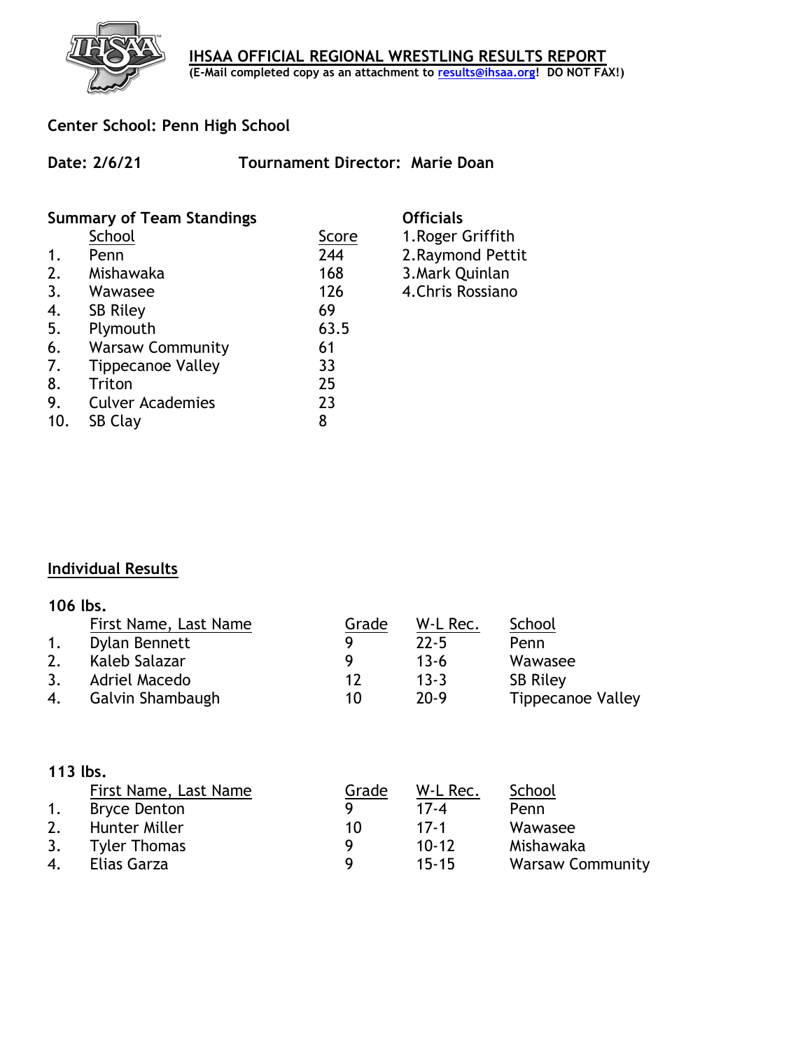# IHSAA OFFICIAL REGIONAL WRESTLING RESULTS REPORT

**(E-Mail completed copy as an attachment to results@ihsaa.org! DO NOT FAX!)**

**Center School: Penn High School**

**Date: 2/6/21** **Tournament Director: Marie Doan**

**Summary of Team Standings**

| | School | Score |
|---|---|---|
| 1. | Penn | 244 |
| 2. | Mishawaka | 168 |
| 3. | Wawasee | 126 |
| 4. | SB Riley | 69 |
| 5. | Plymouth | 63.5 |
| 6. | Warsaw Community | 61 |
| 7. | Tippecanoe Valley | 33 |
| 8. | Triton | 25 |
| 9. | Culver Academies | 23 |
| 10. | SB Clay | 8 |

**Officials**

1. Roger Griffith
2. Raymond Pettit
3. Mark Quinlan
4. Chris Rossiano

## Individual Results

**106 lbs.**

| | First Name, Last Name | Grade | W-L Rec. | School |
|---|---|---|---|---|
| 1. | Dylan Bennett | 9 | 22-5 | Penn |
| 2. | Kaleb Salazar | 9 | 13-6 | Wawasee |
| 3. | Adriel Macedo | 12 | 13-3 | SB Riley |
| 4. | Galvin Shambaugh | 10 | 20-9 | Tippecanoe Valley |

**113 lbs.**

| | First Name, Last Name | Grade | W-L Rec. | School |
|---|---|---|---|---|
| 1. | Bryce Denton | 9 | 17-4 | Penn |
| 2. | Hunter Miller | 10 | 17-1 | Wawasee |
| 3. | Tyler Thomas | 9 | 10-12 | Mishawaka |
| 4. | Elias Garza | 9 | 15-15 | Warsaw Community |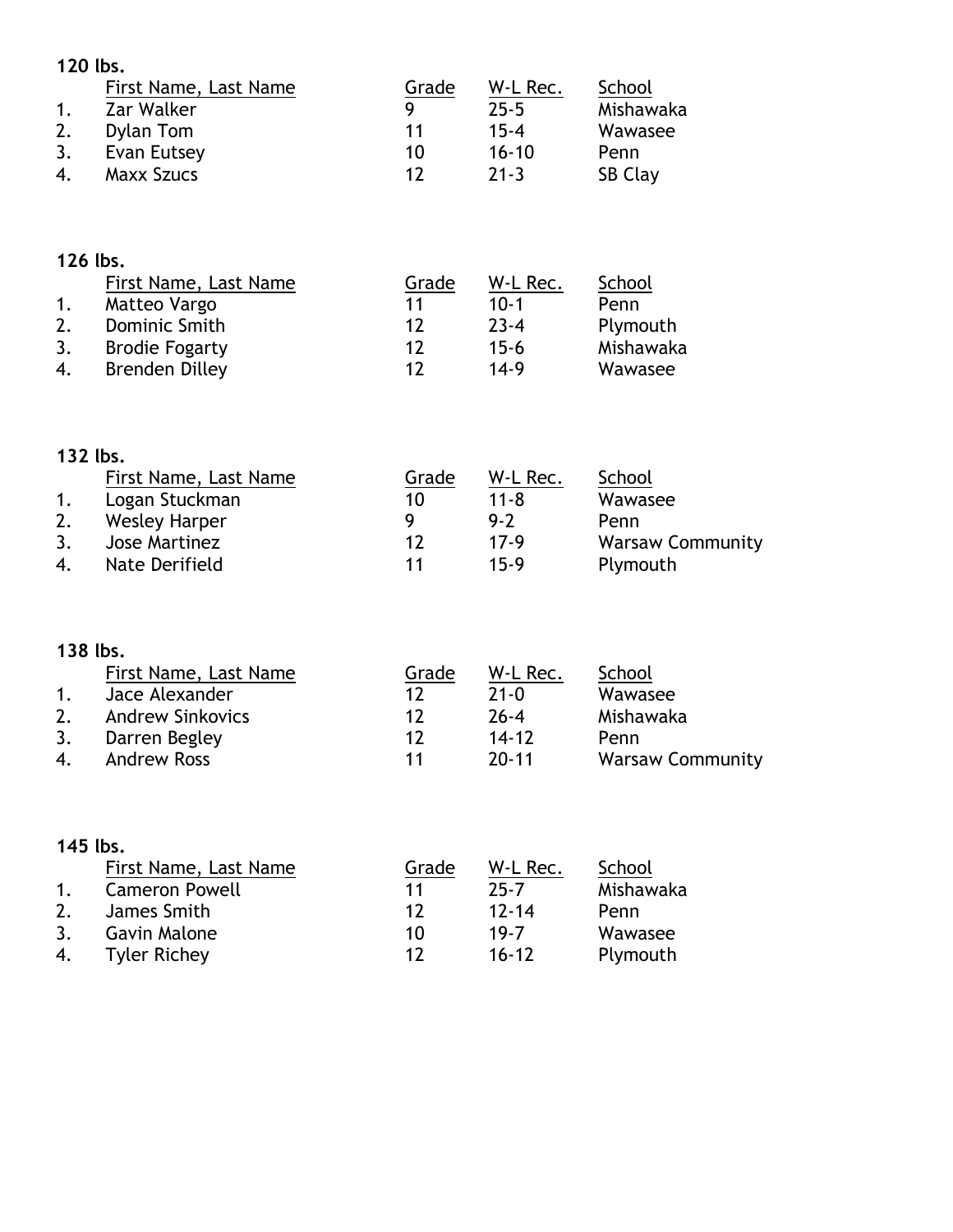**120 lbs.**

| | First Name, Last Name | Grade | W-L Rec. | School |
|---|---|---|---|---|
| 1. | Zar Walker | 9 | 25-5 | Mishawaka |
| 2. | Dylan Tom | 11 | 15-4 | Wawasee |
| 3. | Evan Eutsey | 10 | 16-10 | Penn |
| 4. | Maxx Szucs | 12 | 21-3 | SB Clay |

**126 lbs.**

| | First Name, Last Name | Grade | W-L Rec. | School |
|---|---|---|---|---|
| 1. | Matteo Vargo | 11 | 10-1 | Penn |
| 2. | Dominic Smith | 12 | 23-4 | Plymouth |
| 3. | Brodie Fogarty | 12 | 15-6 | Mishawaka |
| 4. | Brenden Dilley | 12 | 14-9 | Wawasee |

**132 lbs.**

| | First Name, Last Name | Grade | W-L Rec. | School |
|---|---|---|---|---|
| 1. | Logan Stuckman | 10 | 11-8 | Wawasee |
| 2. | Wesley Harper | 9 | 9-2 | Penn |
| 3. | Jose Martinez | 12 | 17-9 | Warsaw Community |
| 4. | Nate Derifield | 11 | 15-9 | Plymouth |

**138 lbs.**

| | First Name, Last Name | Grade | W-L Rec. | School |
|---|---|---|---|---|
| 1. | Jace Alexander | 12 | 21-0 | Wawasee |
| 2. | Andrew Sinkovics | 12 | 26-4 | Mishawaka |
| 3. | Darren Begley | 12 | 14-12 | Penn |
| 4. | Andrew Ross | 11 | 20-11 | Warsaw Community |

**145 lbs.**

| | First Name, Last Name | Grade | W-L Rec. | School |
|---|---|---|---|---|
| 1. | Cameron Powell | 11 | 25-7 | Mishawaka |
| 2. | James Smith | 12 | 12-14 | Penn |
| 3. | Gavin Malone | 10 | 19-7 | Wawasee |
| 4. | Tyler Richey | 12 | 16-12 | Plymouth |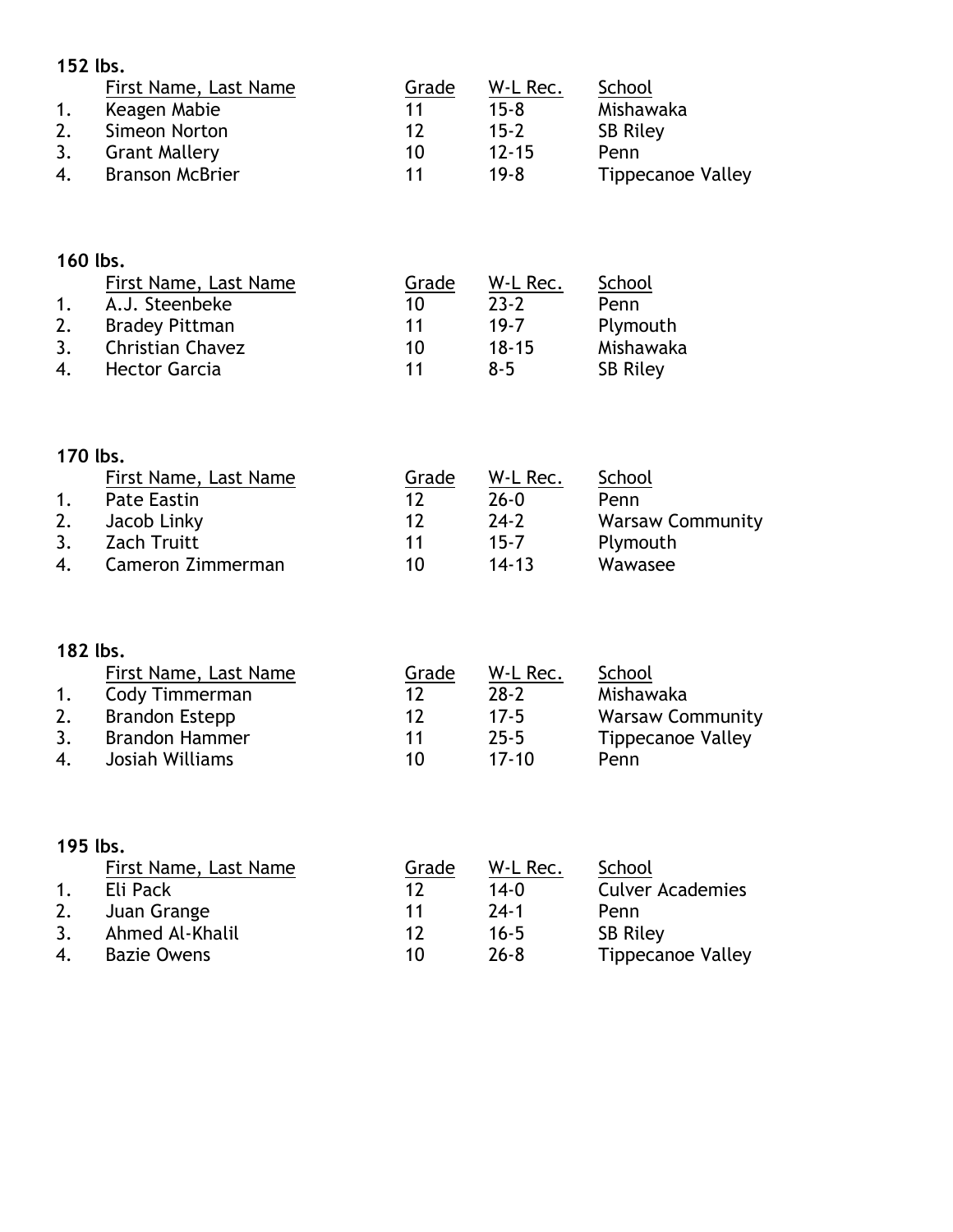**152 lbs.**

| | First Name, Last Name | Grade | W-L Rec. | School |
|---|---|---|---|---|
| 1. | Keagen Mabie | 11 | 15-8 | Mishawaka |
| 2. | Simeon Norton | 12 | 15-2 | SB Riley |
| 3. | Grant Mallery | 10 | 12-15 | Penn |
| 4. | Branson McBrier | 11 | 19-8 | Tippecanoe Valley |

**160 lbs.**

| | First Name, Last Name | Grade | W-L Rec. | School |
|---|---|---|---|---|
| 1. | A.J. Steenbeke | 10 | 23-2 | Penn |
| 2. | Bradey Pittman | 11 | 19-7 | Plymouth |
| 3. | Christian Chavez | 10 | 18-15 | Mishawaka |
| 4. | Hector Garcia | 11 | 8-5 | SB Riley |

**170 lbs.**

| | First Name, Last Name | Grade | W-L Rec. | School |
|---|---|---|---|---|
| 1. | Pate Eastin | 12 | 26-0 | Penn |
| 2. | Jacob Linky | 12 | 24-2 | Warsaw Community |
| 3. | Zach Truitt | 11 | 15-7 | Plymouth |
| 4. | Cameron Zimmerman | 10 | 14-13 | Wawasee |

**182 lbs.**

| | First Name, Last Name | Grade | W-L Rec. | School |
|---|---|---|---|---|
| 1. | Cody Timmerman | 12 | 28-2 | Mishawaka |
| 2. | Brandon Estepp | 12 | 17-5 | Warsaw Community |
| 3. | Brandon Hammer | 11 | 25-5 | Tippecanoe Valley |
| 4. | Josiah Williams | 10 | 17-10 | Penn |

**195 lbs.**

| | First Name, Last Name | Grade | W-L Rec. | School |
|---|---|---|---|---|
| 1. | Eli Pack | 12 | 14-0 | Culver Academies |
| 2. | Juan Grange | 11 | 24-1 | Penn |
| 3. | Ahmed Al-Khalil | 12 | 16-5 | SB Riley |
| 4. | Bazie Owens | 10 | 26-8 | Tippecanoe Valley |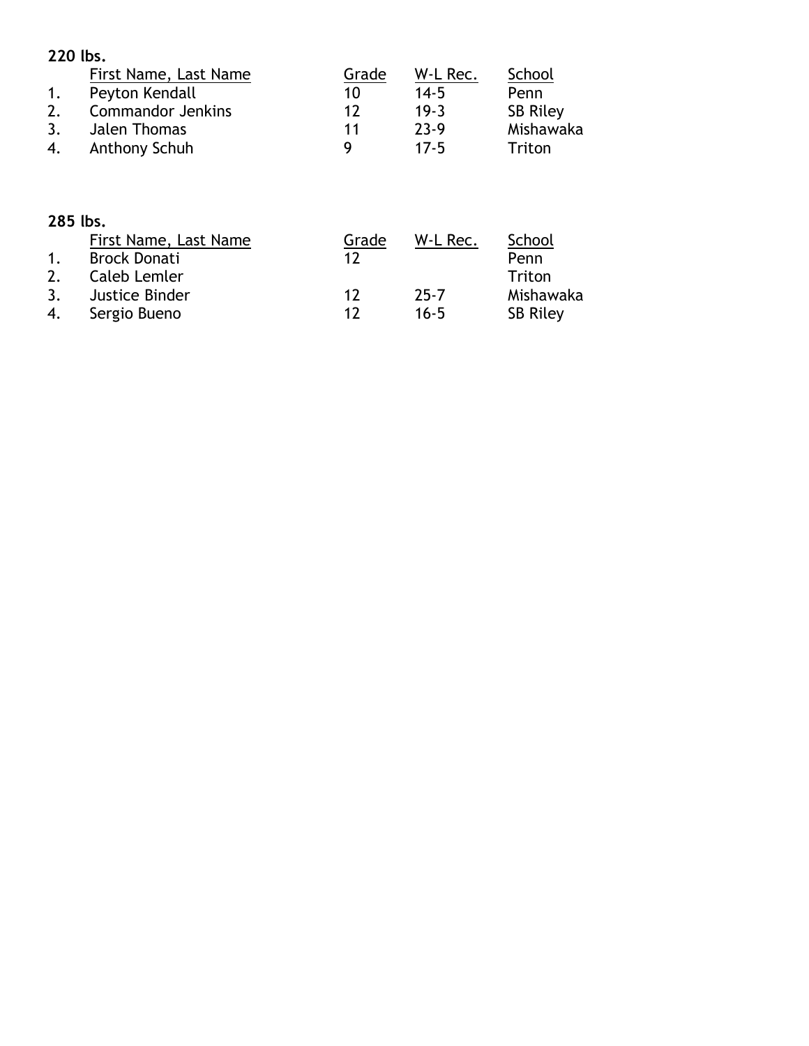**220 lbs.**

| | First Name, Last Name | Grade | W-L Rec. | School |
|---|---|---|---|---|
| 1. | Peyton Kendall | 10 | 14-5 | Penn |
| 2. | Commandor Jenkins | 12 | 19-3 | SB Riley |
| 3. | Jalen Thomas | 11 | 23-9 | Mishawaka |
| 4. | Anthony Schuh | 9 | 17-5 | Triton |

**285 lbs.**

| | First Name, Last Name | Grade | W-L Rec. | School |
|---|---|---|---|---|
| 1. | Brock Donati | 12 | | Penn |
| 2. | Caleb Lemler | | | Triton |
| 3. | Justice Binder | 12 | 25-7 | Mishawaka |
| 4. | Sergio Bueno | 12 | 16-5 | SB Riley |